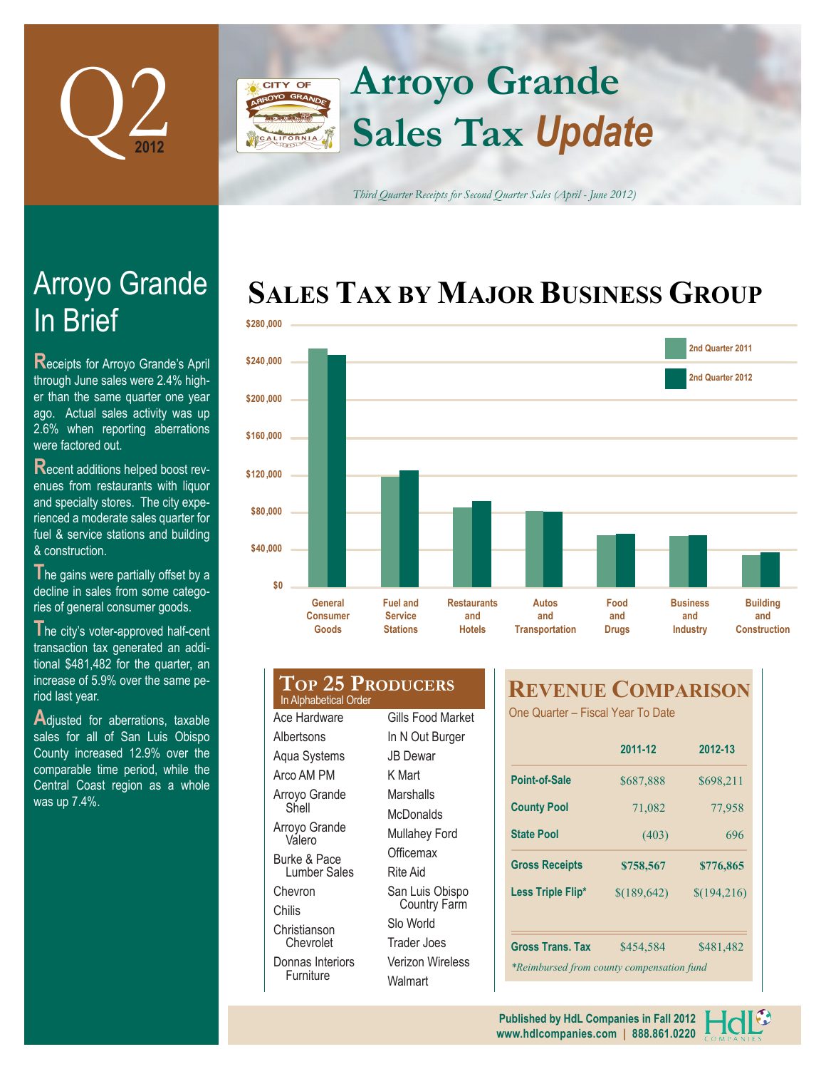# Q2 2012

# Arroyo Grande Sales Tax *Update*

*Third Quarter Receipts for Second Quarter Sales (April - June 2012)*

## Arroyo Grande In Brief

Receipts for Arroyo Grande's April through June sales were 2.4% higher than the same quarter one year ago. Actual sales activity was up 2.6% when reporting aberrations were factored out.

Recent additions helped boost revenues from restaurants with liquor and specialty stores. The city experienced a moderate sales quarter for fuel & service stations and building & construction.

The gains were partially offset by a decline in sales from some categories of general consumer goods.

The city's voter-approved half-cent transaction tax generated an additional $481,482 for the quarter, an increase of 5.9% over the same period last year.

Adjusted for aberrations, taxable sales for all of San Luis Obispo County increased 12.9% over the comparable time period, while the Central Coast region as a whole was up 7.4%.

## Sales Tax by Major Business Group

Categories (2nd Quarter 2011 vs. 2nd Quarter 2012): General Consumer Goods; Fuel and Service Stations; Restaurants and Hotels; Autos and Transportation; Food and Drugs; Business and Industry; Building and Construction

## Top 25 Producers

In Alphabetical Order

| | |
|---|---|
| Ace Hardware | Gills Food Market |
| Albertsons | In N Out Burger |
| Aqua Systems | JB Dewar |
| Arco AM PM | K Mart |
| Arroyo Grande Shell | Marshalls |
| Arroyo Grande Valero | McDonalds |
| Burke & Pace Lumber Sales | Mullahey Ford |
| Chevron | Officemax |
| Chilis | Rite Aid |
| Christianson Chevrolet | San Luis Obispo Country Farm |
| Donnas Interiors Furniture | Slo World |
| | Trader Joes |
| | Verizon Wireless |
| | Walmart |

## Revenue Comparison

One Quarter – Fiscal Year To Date

| | 2011-12 | 2012-13 |
|---|---|---|
| Point-of-Sale | $687,888 | $698,211 |
| County Pool | 71,082 | 77,958 |
| State Pool | (403) | 696 |
| **Gross Receipts** | **$758,567** | **$776,865** |
| Less Triple Flip* | $(189,642) | $(194,216) |
| Gross Trans. Tax | $454,584 | $481,482 |

*Reimbursed from county compensation fund

Published by HdL Companies in Fall 2012
www.hdlcompanies.com | 888.861.0220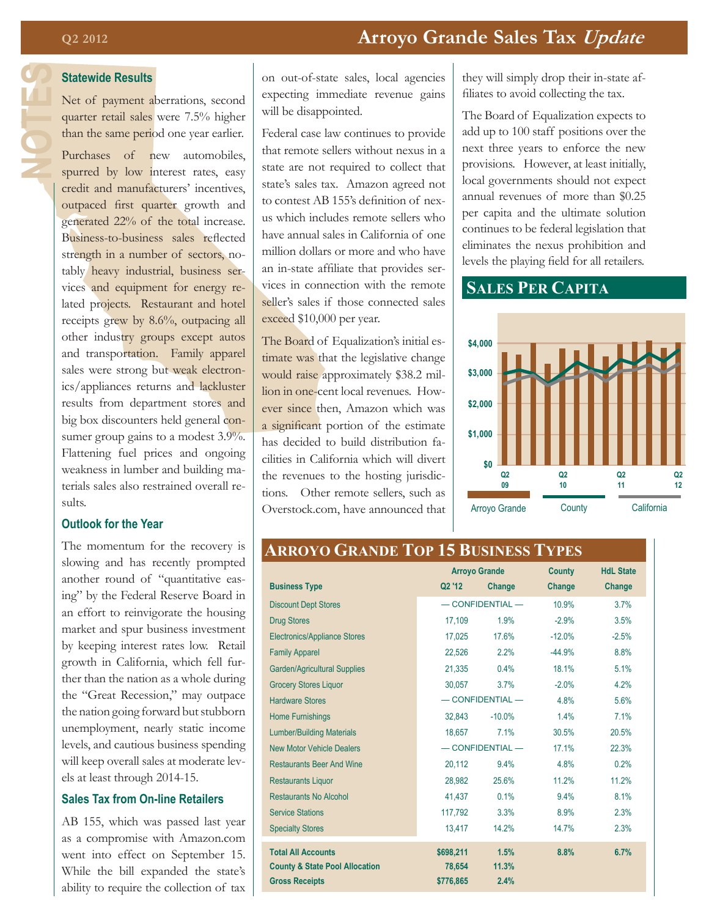# Arroyo Grande Sales Tax *Update*

Q2 2012

NOTES

### Statewide Results

Net of payment aberrations, second quarter retail sales were 7.5% higher than the same period one year earlier.

Purchases of new automobiles, spurred by low interest rates, easy credit and manufacturers' incentives, outpaced first quarter growth and generated 22% of the total increase. Business-to-business sales reflected strength in a number of sectors, notably heavy industrial, business services and equipment for energy related projects. Restaurant and hotel receipts grew by 8.6%, outpacing all other industry groups except autos and transportation. Family apparel sales were strong but weak electronics/appliances returns and lackluster results from department stores and big box discounters held general consumer group gains to a modest 3.9%. Flattening fuel prices and ongoing weakness in lumber and building materials sales also restrained overall results.

### Outlook for the Year

The momentum for the recovery is slowing and has recently prompted another round of "quantitative easing" by the Federal Reserve Board in an effort to reinvigorate the housing market and spur business investment by keeping interest rates low. Retail growth in California, which fell further than the nation as a whole during the "Great Recession," may outpace the nation going forward but stubborn unemployment, nearly static income levels, and cautious business spending will keep overall sales at moderate levels at least through 2014-15.

### Sales Tax from On-line Retailers

AB 155, which was passed last year as a compromise with Amazon.com went into effect on September 15. While the bill expanded the state's ability to require the collection of tax on out-of-state sales, local agencies expecting immediate revenue gains will be disappointed.

Federal case law continues to provide that remote sellers without nexus in a state are not required to collect that state's sales tax. Amazon agreed not to contest AB 155's definition of nexus which includes remote sellers who have annual sales in California of one million dollars or more and who have an in-state affiliate that provides services in connection with the remote seller's sales if those connected sales exceed $10,000 per year.

The Board of Equalization's initial estimate was that the legislative change would raise approximately $38.2 million in one-cent local revenues. However since then, Amazon which was a significant portion of the estimate has decided to build distribution facilities in California which will divert the revenues to the hosting jurisdictions. Other remote sellers, such as Overstock.com, have announced that they will simply drop their in-state affiliates to avoid collecting the tax.

The Board of Equalization expects to add up to 100 staff positions over the next three years to enforce the new provisions. However, at least initially, local governments should not expect annual revenues of more than $0.25 per capita and the ultimate solution continues to be federal legislation that eliminates the nexus prohibition and levels the playing field for all retailers.

## Sales Per Capita

$4,000
$3,000
$2,000
$1,000
$0
Q2 09
Q2 10
Q2 11
Q2 12
Arroyo Grande
County
California

## Arroyo Grande Top 15 Business Types

| Business Type | Arroyo Grande Q2 '12 | Arroyo Grande Change | County Change | HdL State Change |
|---|---|---|---|---|
| Discount Dept Stores | — CONFIDENTIAL — | | 10.9% | 3.7% |
| Drug Stores | 17,109 | 1.9% | -2.9% | 3.5% |
| Electronics/Appliance Stores | 17,025 | 17.6% | -12.0% | -2.5% |
| Family Apparel | 22,526 | 2.2% | -44.9% | 8.8% |
| Garden/Agricultural Supplies | 21,335 | 0.4% | 18.1% | 5.1% |
| Grocery Stores Liquor | 30,057 | 3.7% | -2.0% | 4.2% |
| Hardware Stores | — CONFIDENTIAL — | | 4.8% | 5.6% |
| Home Furnishings | 32,843 | -10.0% | 1.4% | 7.1% |
| Lumber/Building Materials | 18,657 | 7.1% | 30.5% | 20.5% |
| New Motor Vehicle Dealers | — CONFIDENTIAL — | | 17.1% | 22.3% |
| Restaurants Beer And Wine | 20,112 | 9.4% | 4.8% | 0.2% |
| Restaurants Liquor | 28,982 | 25.6% | 11.2% | 11.2% |
| Restaurants No Alcohol | 41,437 | 0.1% | 9.4% | 8.1% |
| Service Stations | 117,792 | 3.3% | 8.9% | 2.3% |
| Specialty Stores | 13,417 | 14.2% | 14.7% | 2.3% |
| **Total All Accounts** | **$698,211** | **1.5%** | **8.8%** | **6.7%** |
| **County & State Pool Allocation** | **78,654** | **11.3%** | | |
| **Gross Receipts** | **$776,865** | **2.4%** | | |